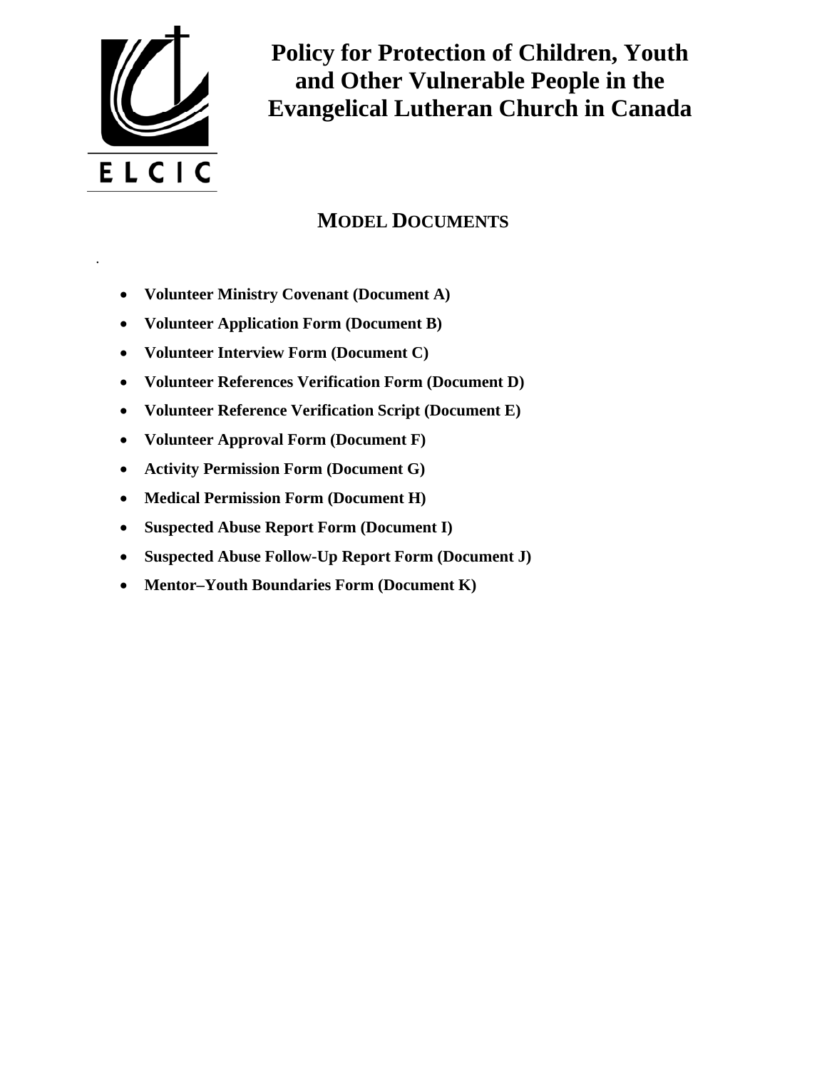ELCIC

# Policy for Protection of Children, Youth and Other Vulnerable People in the Evangelical Lutheran Church in Canada

## MODEL DOCUMENTS

- **Volunteer Ministry Covenant (Document A)**
- **Volunteer Application Form (Document B)**
- **Volunteer Interview Form (Document C)**
- **Volunteer References Verification Form (Document D)**
- **Volunteer Reference Verification Script (Document E)**
- **Volunteer Approval Form (Document F)**
- **Activity Permission Form (Document G)**
- **Medical Permission Form (Document H)**
- **Suspected Abuse Report Form (Document I)**
- **Suspected Abuse Follow-Up Report Form (Document J)**
- **Mentor–Youth Boundaries Form (Document K)**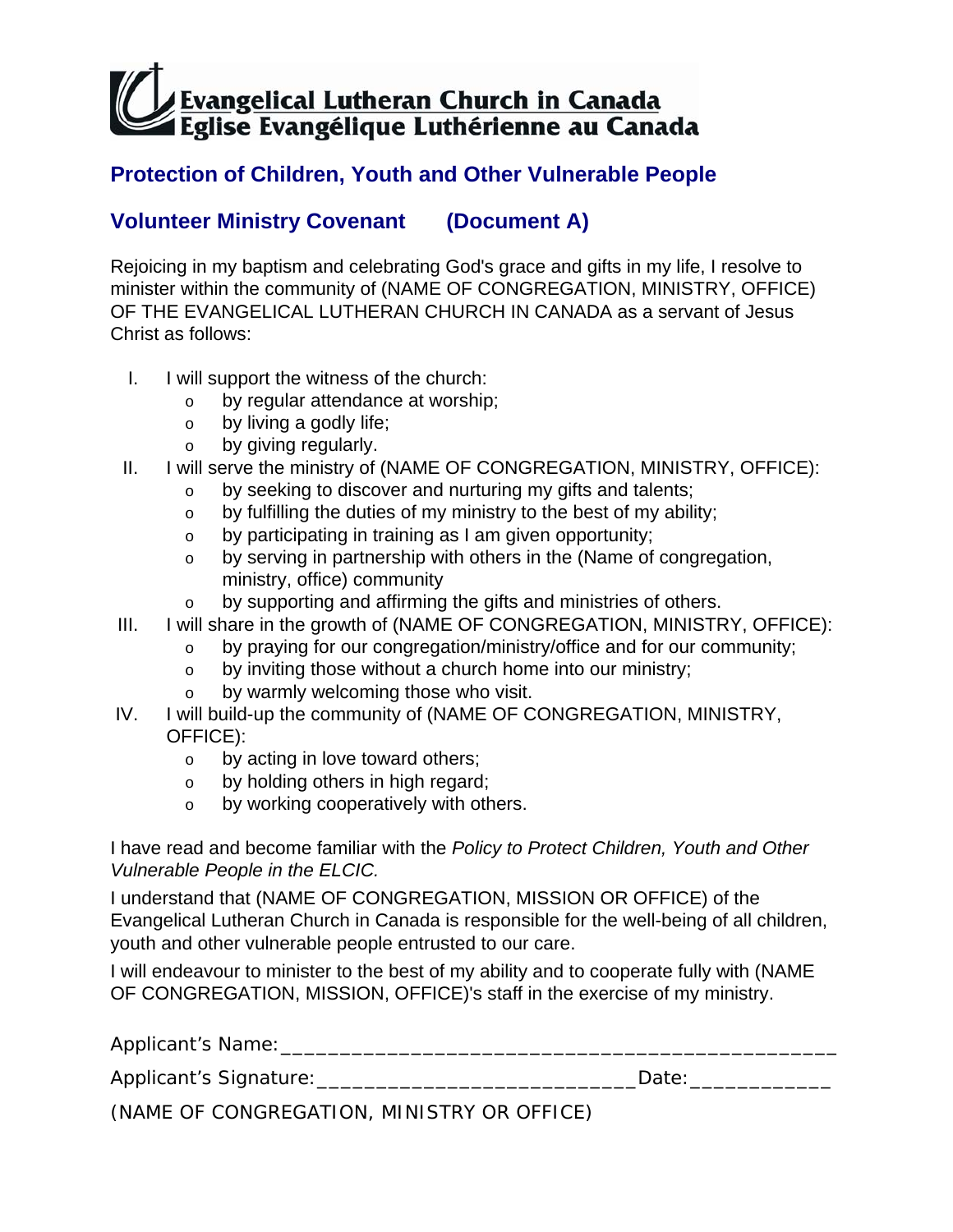Evangelical Lutheran Church in Canada
Eglise Evangélique Luthérienne au Canada

## Protection of Children, Youth and Other Vulnerable People

## Volunteer Ministry Covenant (Document A)

Rejoicing in my baptism and celebrating God's grace and gifts in my life, I resolve to minister within the community of (NAME OF CONGREGATION, MINISTRY, OFFICE) OF THE EVANGELICAL LUTHERAN CHURCH IN CANADA as a servant of Jesus Christ as follows:

I. I will support the witness of the church:
   - by regular attendance at worship;
   - by living a godly life;
   - by giving regularly.

II. I will serve the ministry of (NAME OF CONGREGATION, MINISTRY, OFFICE):
   - by seeking to discover and nurturing my gifts and talents;
   - by fulfilling the duties of my ministry to the best of my ability;
   - by participating in training as I am given opportunity;
   - by serving in partnership with others in the (Name of congregation, ministry, office) community
   - by supporting and affirming the gifts and ministries of others.

III. I will share in the growth of (NAME OF CONGREGATION, MINISTRY, OFFICE):
   - by praying for our congregation/ministry/office and for our community;
   - by inviting those without a church home into our ministry;
   - by warmly welcoming those who visit.

IV. I will build-up the community of (NAME OF CONGREGATION, MINISTRY, OFFICE):
   - by acting in love toward others;
   - by holding others in high regard;
   - by working cooperatively with others.

I have read and become familiar with the *Policy to Protect Children, Youth and Other Vulnerable People in the ELCIC.*

I understand that (NAME OF CONGREGATION, MISSION OR OFFICE) of the Evangelical Lutheran Church in Canada is responsible for the well-being of all children, youth and other vulnerable people entrusted to our care.

I will endeavour to minister to the best of my ability and to cooperate fully with (NAME OF CONGREGATION, MISSION, OFFICE)'s staff in the exercise of my ministry.

Applicant's Name:_______________________________________________

Applicant's Signature:___________________________Date:____________

(NAME OF CONGREGATION, MINISTRY OR OFFICE)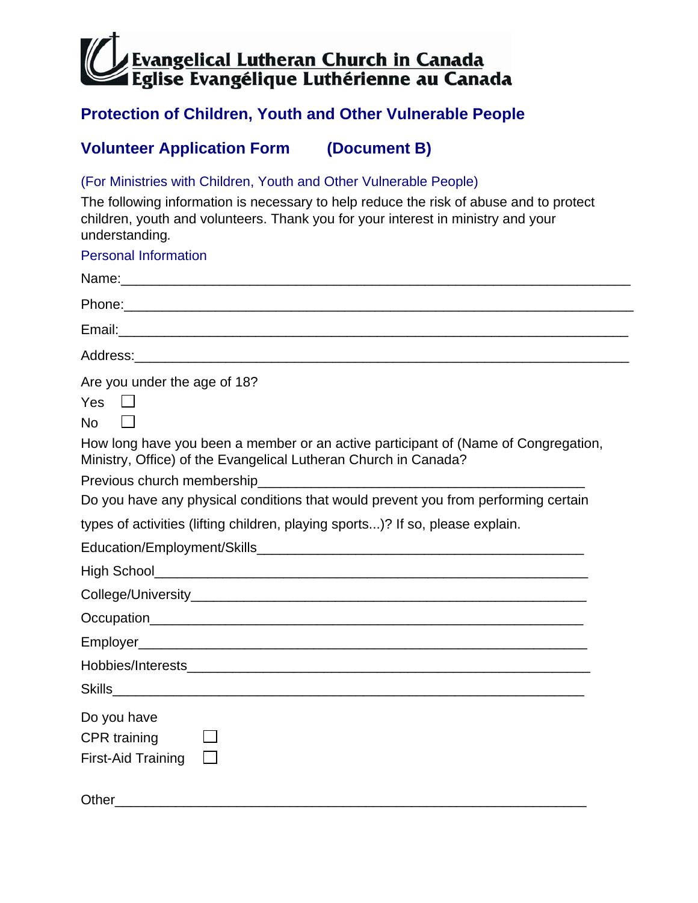Evangelical Lutheran Church in Canada
Eglise Evangélique Luthérienne au Canada

## Protection of Children, Youth and Other Vulnerable People

## Volunteer Application Form (Document B)

(For Ministries with Children, Youth and Other Vulnerable People)

The following information is necessary to help reduce the risk of abuse and to protect children, youth and volunteers. Thank you for your interest in ministry and your understanding.

Personal Information

Name:_______________________________________________________________

Phone:______________________________________________________________

Email:_______________________________________________________________

Address:_____________________________________________________________

Are you under the age of 18?

Yes ☐

No ☐

How long have you been a member or an active participant of (Name of Congregation, Ministry, Office) of the Evangelical Lutheran Church in Canada?

Previous church membership_________________________________________

Do you have any physical conditions that would prevent you from performing certain types of activities (lifting children, playing sports...)? If so, please explain.

Education/Employment/Skills_________________________________________

High School_______________________________________________________

College/University_________________________________________________

Occupation_______________________________________________________

Employer_________________________________________________________

Hobbies/Interests__________________________________________________

Skills_____________________________________________________________

Do you have

CPR training ☐

First-Aid Training ☐

Other_____________________________________________________________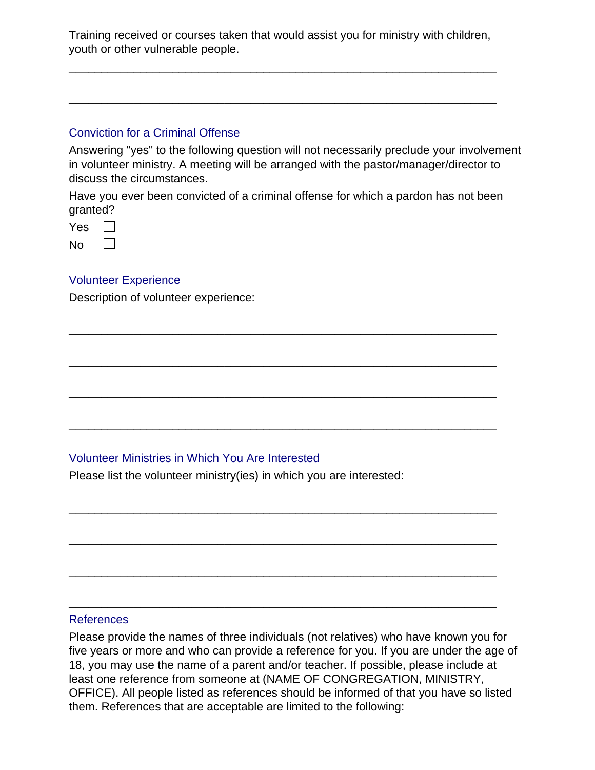Training received or courses taken that would assist you for ministry with children, youth or other vulnerable people.

_______________________________________________________________

_______________________________________________________________

### Conviction for a Criminal Offense

Answering "yes" to the following question will not necessarily preclude your involvement in volunteer ministry. A meeting will be arranged with the pastor/manager/director to discuss the circumstances.

Have you ever been convicted of a criminal offense for which a pardon has not been granted?

Yes ☐

No ☐

### Volunteer Experience

Description of volunteer experience:

_______________________________________________________________

_______________________________________________________________

_______________________________________________________________

_______________________________________________________________

### Volunteer Ministries in Which You Are Interested

Please list the volunteer ministry(ies) in which you are interested:

_______________________________________________________________

_______________________________________________________________

_______________________________________________________________

_______________________________________________________________

### References

Please provide the names of three individuals (not relatives) who have known you for five years or more and who can provide a reference for you. If you are under the age of 18, you may use the name of a parent and/or teacher. If possible, please include at least one reference from someone at (NAME OF CONGREGATION, MINISTRY, OFFICE). All people listed as references should be informed of that you have so listed them. References that are acceptable are limited to the following: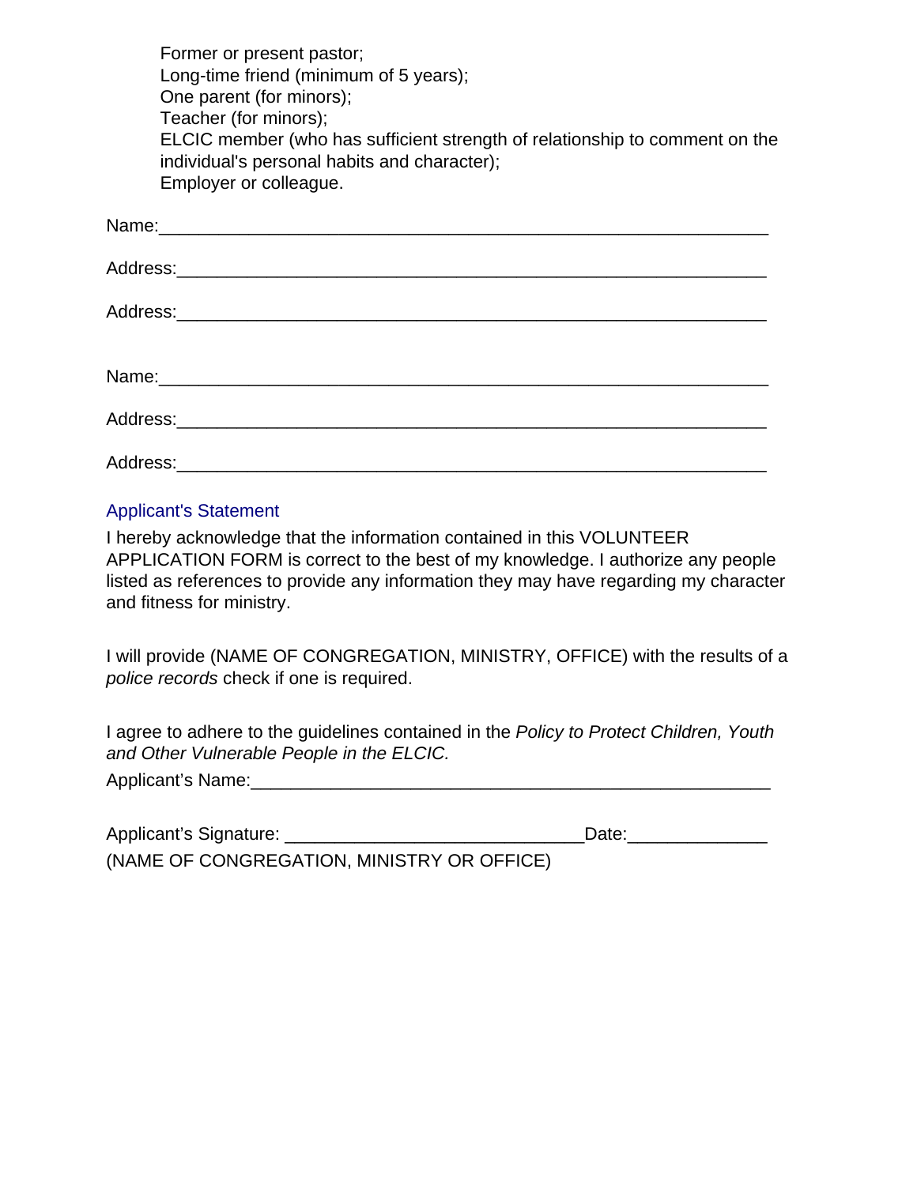Former or present pastor;
Long-time friend (minimum of 5 years);
One parent (for minors);
Teacher (for minors);
ELCIC member (who has sufficient strength of relationship to comment on the individual's personal habits and character);
Employer or colleague.

Name:_______________________________________________________________

Address:_____________________________________________________________

Address:_____________________________________________________________

Name:_______________________________________________________________

Address:_____________________________________________________________

Address:_____________________________________________________________

## Applicant's Statement

I hereby acknowledge that the information contained in this VOLUNTEER APPLICATION FORM is correct to the best of my knowledge. I authorize any people listed as references to provide any information they may have regarding my character and fitness for ministry.

I will provide (NAME OF CONGREGATION, MINISTRY, OFFICE) with the results of a *police records* check if one is required.

I agree to adhere to the guidelines contained in the *Policy to Protect Children, Youth and Other Vulnerable People in the ELCIC.*

Applicant's Name:______________________________________________________

Applicant's Signature: _____________________________Date:______________

(NAME OF CONGREGATION, MINISTRY OR OFFICE)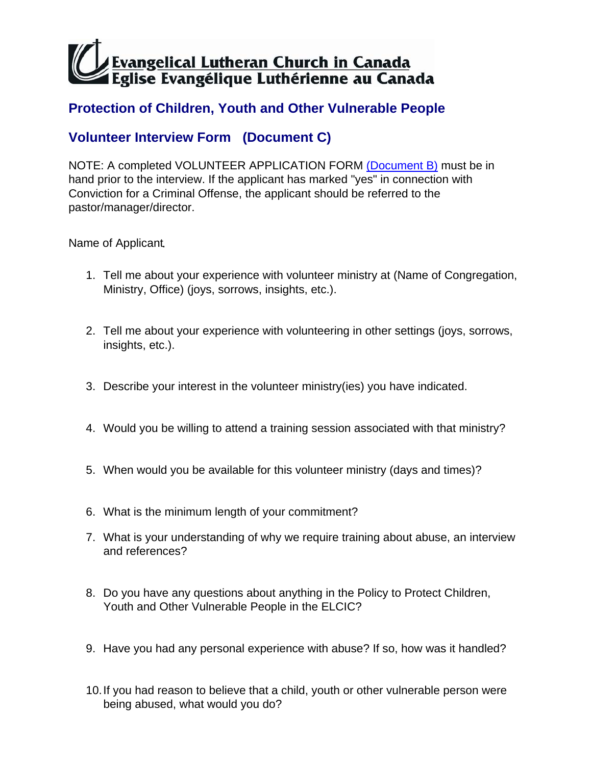Evangelical Lutheran Church in Canada
Eglise Evangélique Luthérienne au Canada

## Protection of Children, Youth and Other Vulnerable People

## Volunteer Interview Form (Document C)

NOTE: A completed VOLUNTEER APPLICATION FORM (Document B) must be in hand prior to the interview. If the applicant has marked "yes" in connection with Conviction for a Criminal Offense, the applicant should be referred to the pastor/manager/director.

Name of Applicant.

1. Tell me about your experience with volunteer ministry at (Name of Congregation, Ministry, Office) (joys, sorrows, insights, etc.).

2. Tell me about your experience with volunteering in other settings (joys, sorrows, insights, etc.).

3. Describe your interest in the volunteer ministry(ies) you have indicated.

4. Would you be willing to attend a training session associated with that ministry?

5. When would you be available for this volunteer ministry (days and times)?

6. What is the minimum length of your commitment?

7. What is your understanding of why we require training about abuse, an interview and references?

8. Do you have any questions about anything in the Policy to Protect Children, Youth and Other Vulnerable People in the ELCIC?

9. Have you had any personal experience with abuse? If so, how was it handled?

10. If you had reason to believe that a child, youth or other vulnerable person were being abused, what would you do?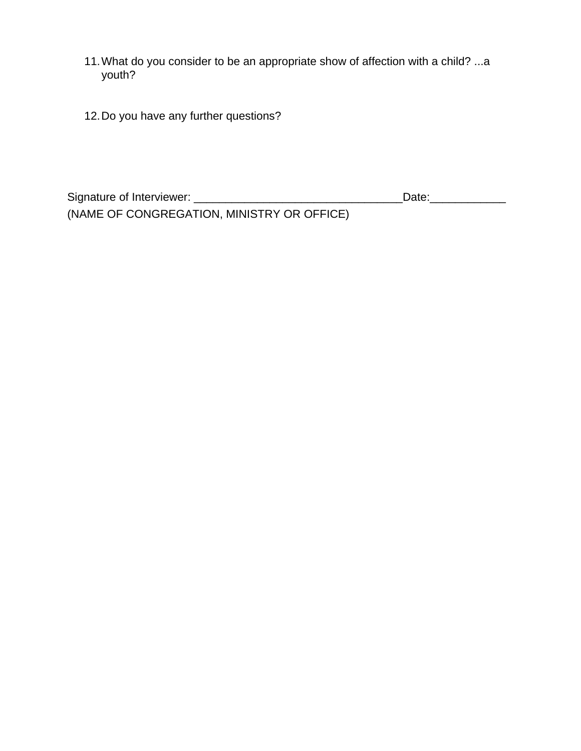11. What do you consider to be an appropriate show of affection with a child? ...a youth?

12. Do you have any further questions?

Signature of Interviewer: _________________________________Date:____________

(NAME OF CONGREGATION, MINISTRY OR OFFICE)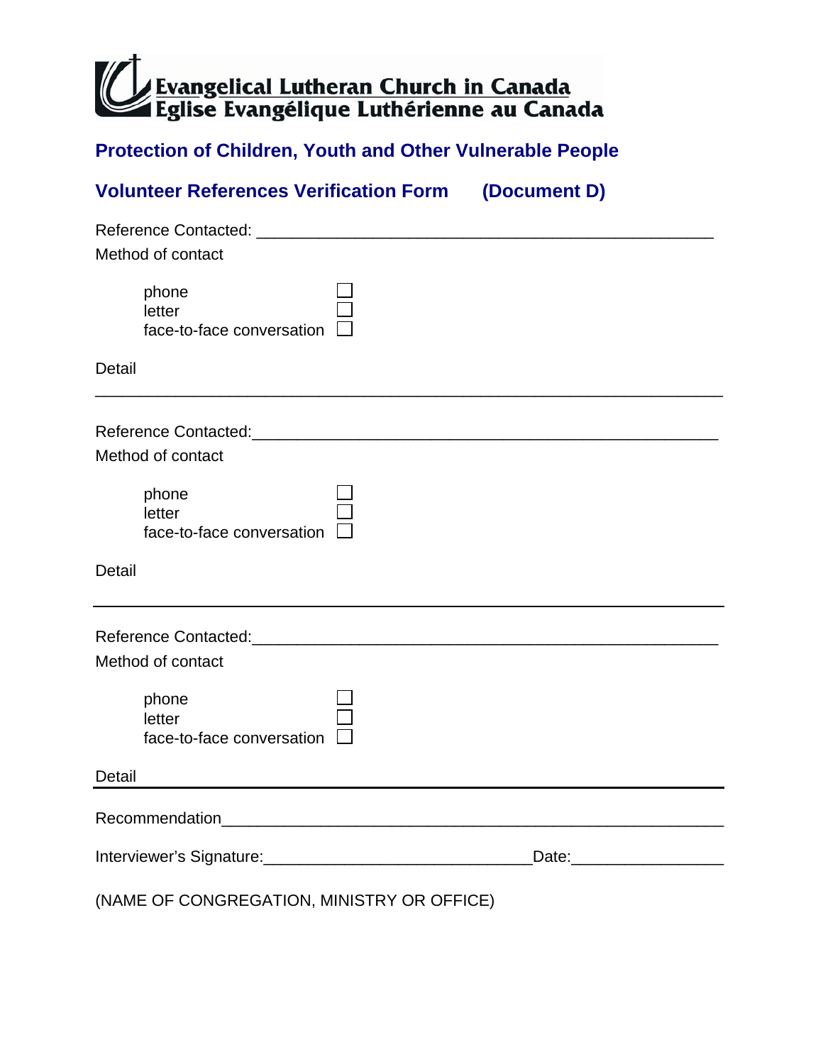**Evangelical Lutheran Church in Canada**
**Eglise Evangélique Luthérienne au Canada**

## Protection of Children, Youth and Other Vulnerable People

## Volunteer References Verification Form (Document D)

Reference Contacted: ____________________________________________________

Method of contact

- phone ☐
- letter ☐
- face-to-face conversation ☐

Detail

______________________________________________________________________

Reference Contacted: ____________________________________________________

Method of contact

- phone ☐
- letter ☐
- face-to-face conversation ☐

Detail

______________________________________________________________________

Reference Contacted: ____________________________________________________

Method of contact

- phone ☐
- letter ☐
- face-to-face conversation ☐

Detail ________________________________________________________________

Recommendation_________________________________________________________

Interviewer's Signature:_______________________________Date:_________________

(NAME OF CONGREGATION, MINISTRY OR OFFICE)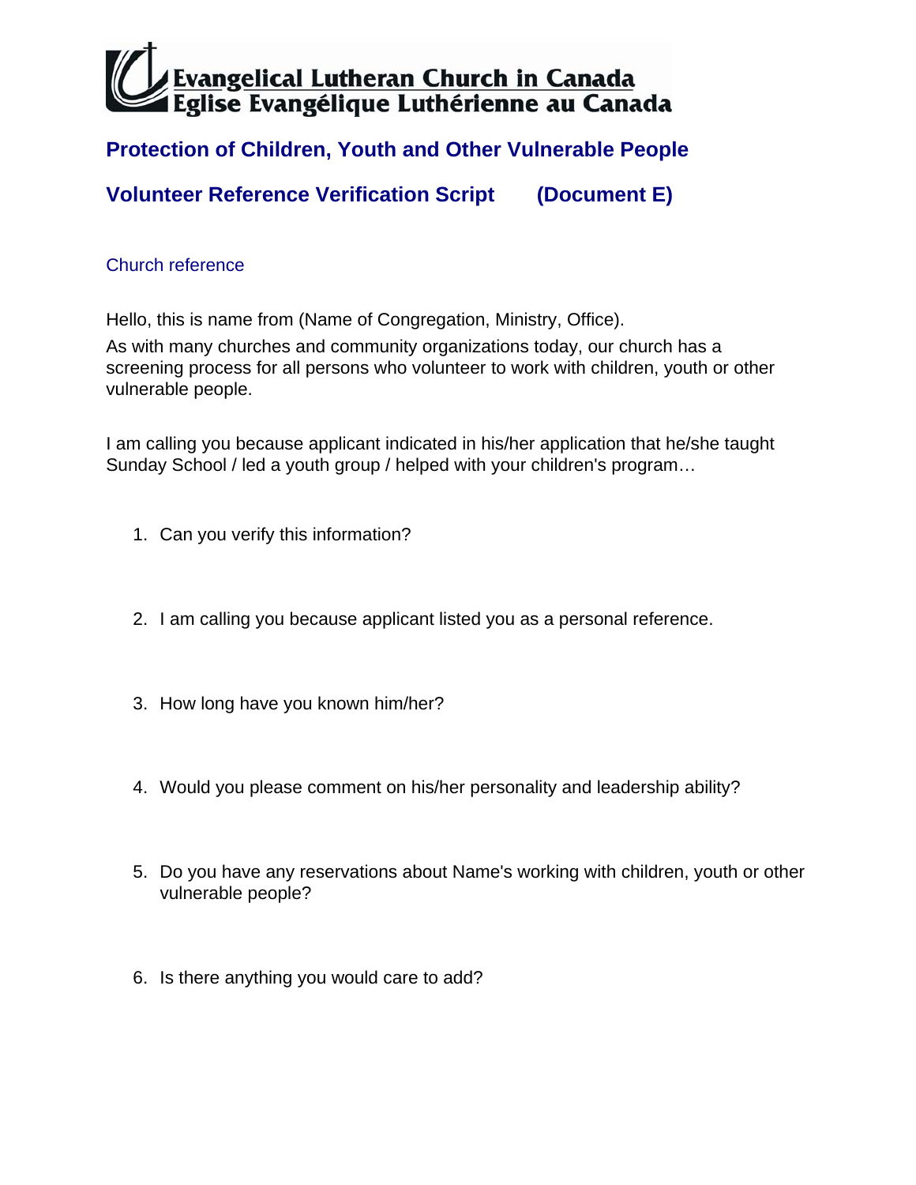Evangelical Lutheran Church in Canada
Eglise Evangélique Luthérienne au Canada

## Protection of Children, Youth and Other Vulnerable People

## Volunteer Reference Verification Script (Document E)

### Church reference

Hello, this is name from (Name of Congregation, Ministry, Office).

As with many churches and community organizations today, our church has a screening process for all persons who volunteer to work with children, youth or other vulnerable people.

I am calling you because applicant indicated in his/her application that he/she taught Sunday School / led a youth group / helped with your children's program…

1. Can you verify this information?
2. I am calling you because applicant listed you as a personal reference.
3. How long have you known him/her?
4. Would you please comment on his/her personality and leadership ability?
5. Do you have any reservations about Name's working with children, youth or other vulnerable people?
6. Is there anything you would care to add?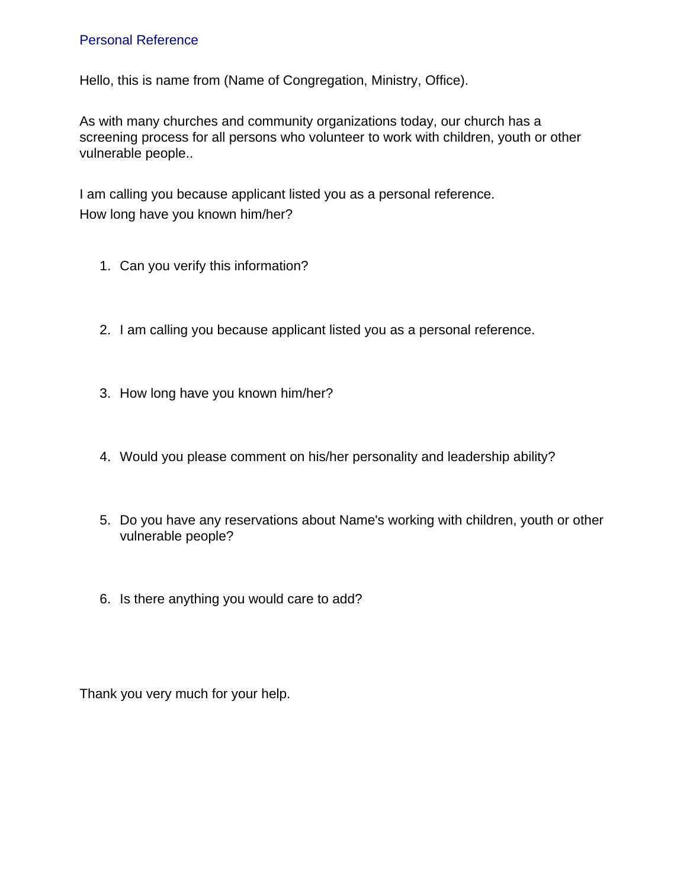## Personal Reference

Hello, this is name from (Name of Congregation, Ministry, Office).

As with many churches and community organizations today, our church has a screening process for all persons who volunteer to work with children, youth or other vulnerable people..

I am calling you because applicant listed you as a personal reference.
How long have you known him/her?

1. Can you verify this information?

2. I am calling you because applicant listed you as a personal reference.

3. How long have you known him/her?

4. Would you please comment on his/her personality and leadership ability?

5. Do you have any reservations about Name's working with children, youth or other vulnerable people?

6. Is there anything you would care to add?

Thank you very much for your help.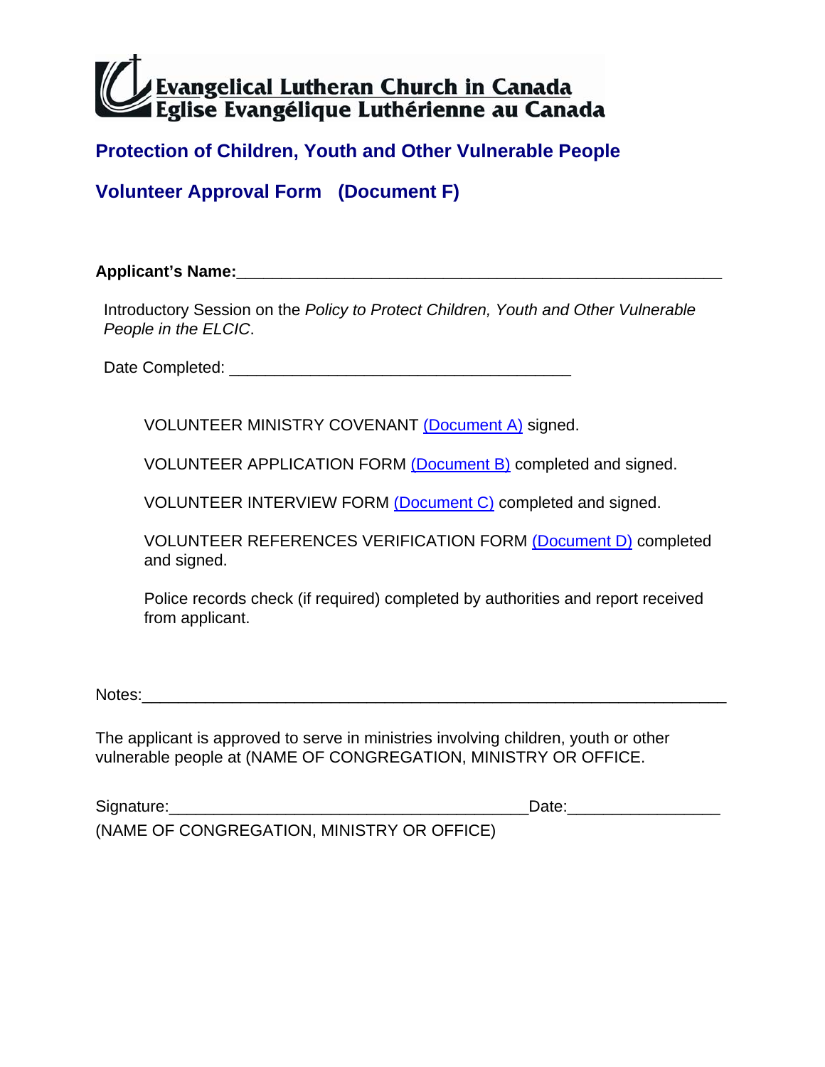Evangelical Lutheran Church in Canada
Eglise Evangélique Luthérienne au Canada

## Protection of Children, Youth and Other Vulnerable People

## Volunteer Approval Form (Document F)

**Applicant's Name:**_______________________________________________________

Introductory Session on the *Policy to Protect Children, Youth and Other Vulnerable People in the ELCIC*.

Date Completed: ______________________________________

VOLUNTEER MINISTRY COVENANT (Document A) signed.

VOLUNTEER APPLICATION FORM (Document B) completed and signed.

VOLUNTEER INTERVIEW FORM (Document C) completed and signed.

VOLUNTEER REFERENCES VERIFICATION FORM (Document D) completed and signed.

Police records check (if required) completed by authorities and report received from applicant.

Notes:_________________________________________________________________

The applicant is approved to serve in ministries involving children, youth or other vulnerable people at (NAME OF CONGREGATION, MINISTRY OR OFFICE.

Signature:________________________________________Date:________________
(NAME OF CONGREGATION, MINISTRY OR OFFICE)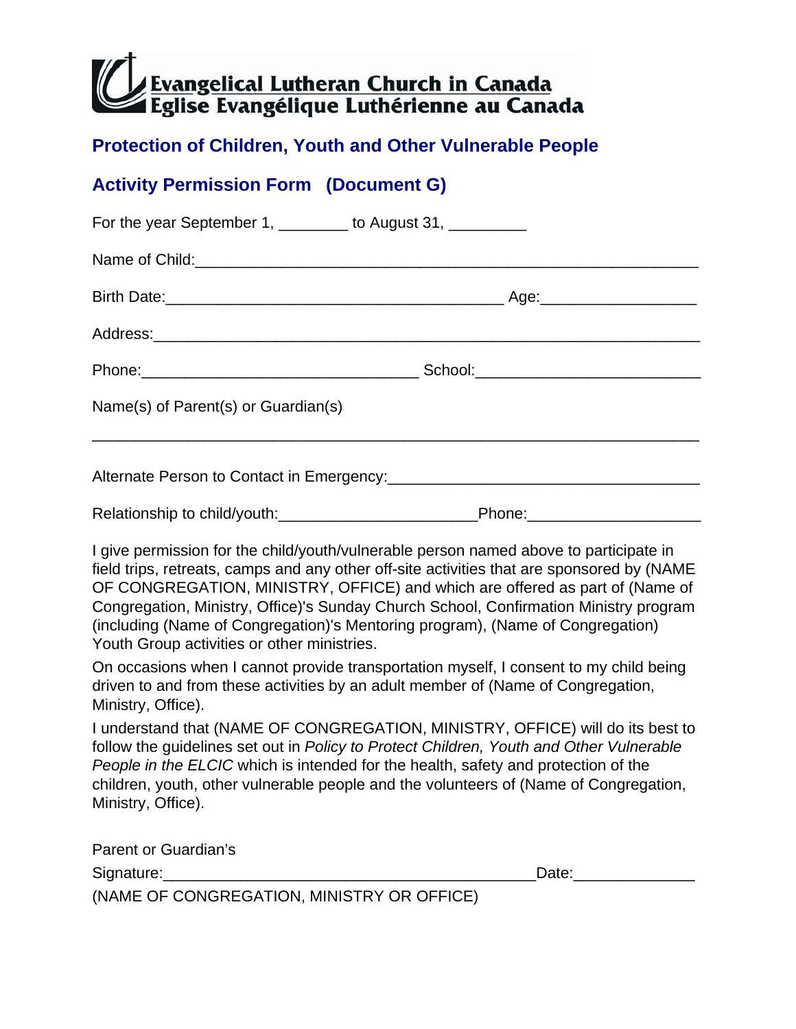**Evangelical Lutheran Church in Canada**
**Eglise Evangélique Luthérienne au Canada**

## Protection of Children, Youth and Other Vulnerable People

## Activity Permission Form (Document G)

For the year September 1, ________ to August 31, _________

Name of Child:_______________________________________________________

Birth Date:____________________________________ Age:_________________

Address:_____________________________________________________________

Phone:_______________________________ School:_________________________

Name(s) of Parent(s) or Guardian(s)

_____________________________________________________________________

Alternate Person to Contact in Emergency:___________________________________

Relationship to child/youth:______________________Phone:___________________

I give permission for the child/youth/vulnerable person named above to participate in field trips, retreats, camps and any other off-site activities that are sponsored by (NAME OF CONGREGATION, MINISTRY, OFFICE) and which are offered as part of (Name of Congregation, Ministry, Office)'s Sunday Church School, Confirmation Ministry program (including (Name of Congregation)'s Mentoring program), (Name of Congregation) Youth Group activities or other ministries.

On occasions when I cannot provide transportation myself, I consent to my child being driven to and from these activities by an adult member of (Name of Congregation, Ministry, Office).

I understand that (NAME OF CONGREGATION, MINISTRY, OFFICE) will do its best to follow the guidelines set out in *Policy to Protect Children, Youth and Other Vulnerable People in the ELCIC* which is intended for the health, safety and protection of the children, youth, other vulnerable people and the volunteers of (Name of Congregation, Ministry, Office).

Parent or Guardian's
Signature:__________________________________________Date:_____________

(NAME OF CONGREGATION, MINISTRY OR OFFICE)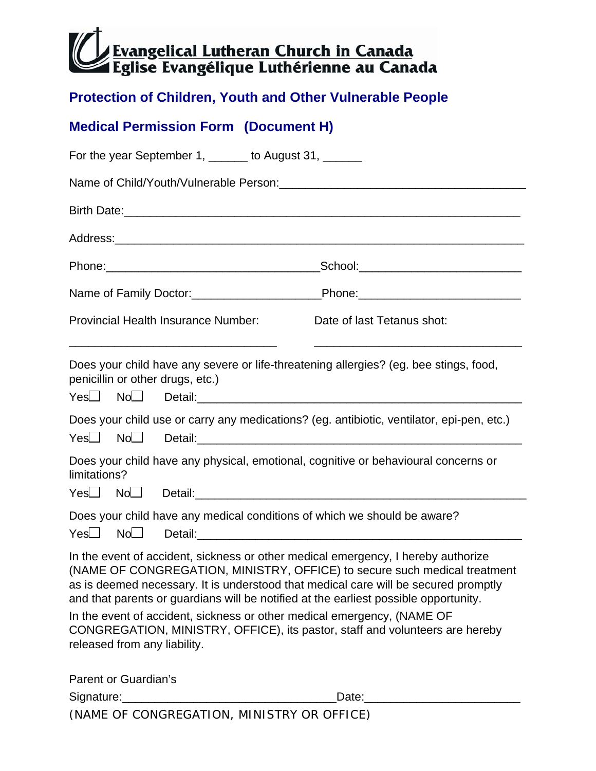**Evangelical Lutheran Church in Canada**
**Eglise Evangélique Luthérienne au Canada**

## Protection of Children, Youth and Other Vulnerable People

## Medical Permission Form (Document H)

For the year September 1, ______ to August 31, ______

Name of Child/Youth/Vulnerable Person:_____________________________________

Birth Date:___________________________________________________________

Address:_____________________________________________________________

Phone:________________________________School:________________________

Name of Family Doctor:___________________Phone:________________________

Provincial Health Insurance Number: ______________________________

Date of last Tetanus shot: ______________________________

Does your child have any severe or life-threatening allergies? (eg. bee stings, food, penicillin or other drugs, etc.)

Yes☐ No☐ Detail:_________________________________________________

Does your child use or carry any medications? (eg. antibiotic, ventilator, epi-pen, etc.)

Yes☐ No☐ Detail:_________________________________________________

Does your child have any physical, emotional, cognitive or behavioural concerns or limitations?

Yes☐ No☐ Detail:_________________________________________________

Does your child have any medical conditions of which we should be aware?

Yes☐ No☐ Detail:_________________________________________________

In the event of accident, sickness or other medical emergency, I hereby authorize (NAME OF CONGREGATION, MINISTRY, OFFICE) to secure such medical treatment as is deemed necessary. It is understood that medical care will be secured promptly and that parents or guardians will be notified at the earliest possible opportunity.

In the event of accident, sickness or other medical emergency, (NAME OF CONGREGATION, MINISTRY, OFFICE), its pastor, staff and volunteers are hereby released from any liability.

Parent or Guardian's
Signature:________________________________Date:_______________________

(NAME OF CONGREGATION, MINISTRY OR OFFICE)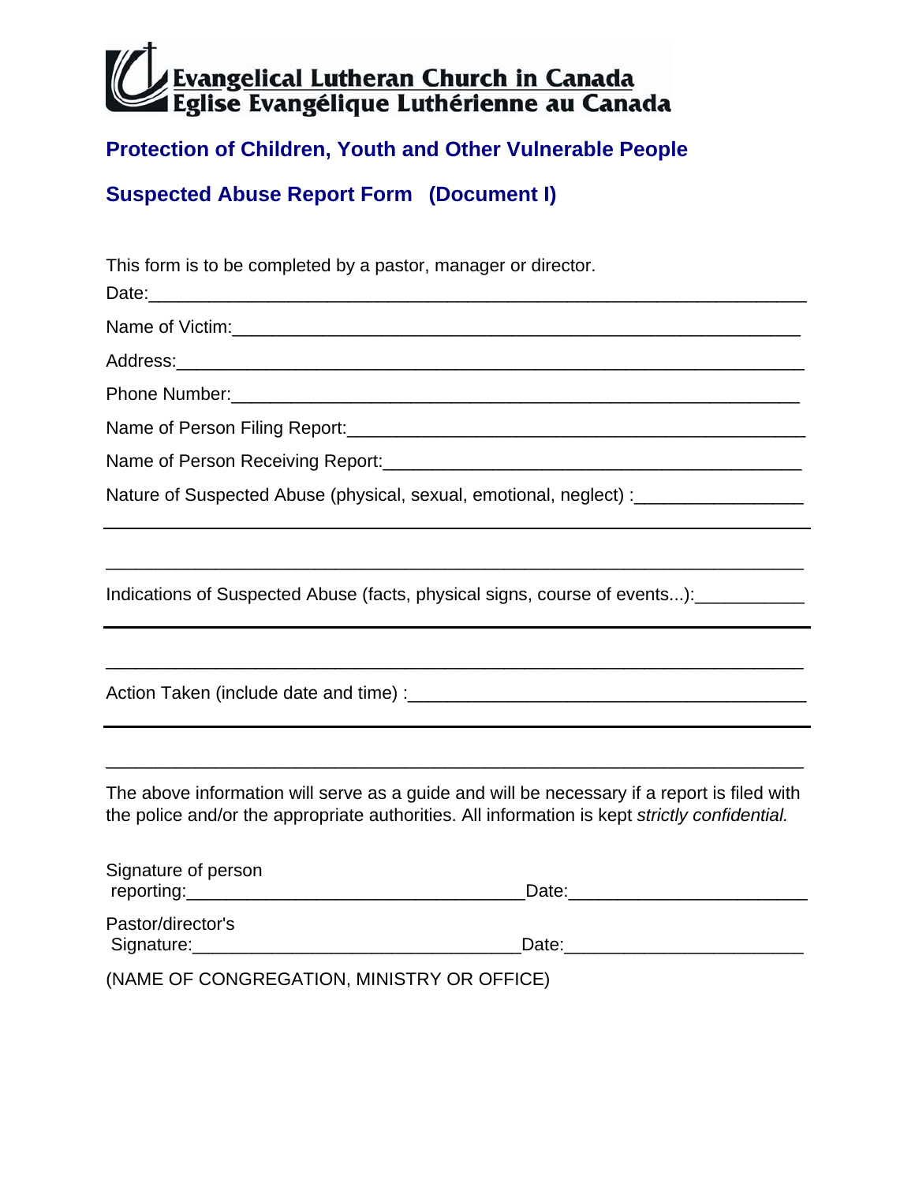**Evangelical Lutheran Church in Canada**
**Eglise Evangélique Luthérienne au Canada**

## Protection of Children, Youth and Other Vulnerable People

## Suspected Abuse Report Form (Document I)

This form is to be completed by a pastor, manager or director.

Date:_______________________________________________________________

Name of Victim:_______________________________________________________

Address:____________________________________________________________

Phone Number:_______________________________________________________

Name of Person Filing Report:__________________________________________

Name of Person Receiving Report:_______________________________________

Nature of Suspected Abuse (physical, sexual, emotional, neglect) :________________

____________________________________________________________________

____________________________________________________________________

Indications of Suspected Abuse (facts, physical signs, course of events...):__________

____________________________________________________________________

____________________________________________________________________

Action Taken (include date and time) :_____________________________________

____________________________________________________________________

____________________________________________________________________

The above information will serve as a guide and will be necessary if a report is filed with the police and/or the appropriate authorities. All information is kept *strictly confidential.*

Signature of person reporting:________________________________Date:______________________

Pastor/director's Signature:________________________________Date:______________________

(NAME OF CONGREGATION, MINISTRY OR OFFICE)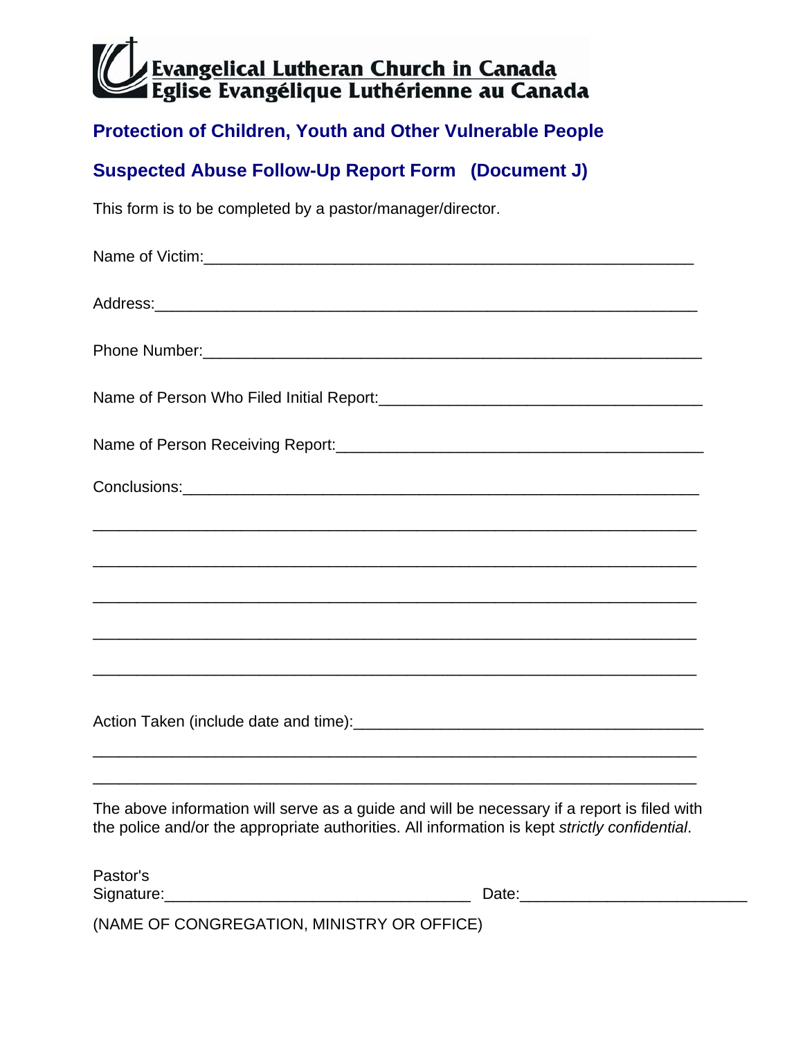**Evangelical Lutheran Church in Canada**
**Eglise Evangélique Luthérienne au Canada**

## Protection of Children, Youth and Other Vulnerable People

## Suspected Abuse Follow-Up Report Form (Document J)

This form is to be completed by a pastor/manager/director.

Name of Victim:___________________________________________________________

Address:_________________________________________________________________

Phone Number:____________________________________________________________

Name of Person Who Filed Initial Report:_____________________________________

Name of Person Receiving Report:_________________________________________

Conclusions:______________________________________________________________

_________________________________________________________________________

_________________________________________________________________________

_________________________________________________________________________

_________________________________________________________________________

_________________________________________________________________________

Action Taken (include date and time):_______________________________________

_________________________________________________________________________

_________________________________________________________________________

The above information will serve as a guide and will be necessary if a report is filed with the police and/or the appropriate authorities. All information is kept *strictly confidential*.

Pastor's Signature:____________________________________ Date:__________________________

(NAME OF CONGREGATION, MINISTRY OR OFFICE)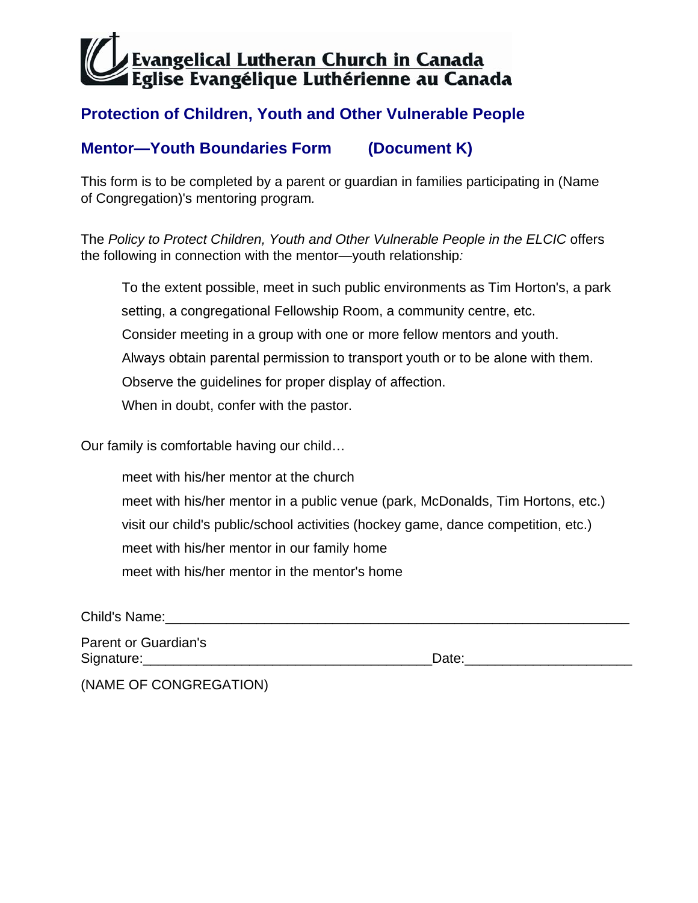Evangelical Lutheran Church in Canada
Eglise Evangélique Luthérienne au Canada

## Protection of Children, Youth and Other Vulnerable People

## Mentor—Youth Boundaries Form (Document K)

This form is to be completed by a parent or guardian in families participating in (Name of Congregation)'s mentoring program*.*

The *Policy to Protect Children, Youth and Other Vulnerable People in the ELCIC* offers the following in connection with the mentor—youth relationship*:*

- To the extent possible, meet in such public environments as Tim Horton's, a park setting, a congregational Fellowship Room, a community centre, etc.
- Consider meeting in a group with one or more fellow mentors and youth.
- Always obtain parental permission to transport youth or to be alone with them.
- Observe the guidelines for proper display of affection.
- When in doubt, confer with the pastor.

Our family is comfortable having our child…

- meet with his/her mentor at the church
- meet with his/her mentor in a public venue (park, McDonalds, Tim Hortons, etc.)
- visit our child's public/school activities (hockey game, dance competition, etc.)
- meet with his/her mentor in our family home
- meet with his/her mentor in the mentor's home

Child's Name:_______________________________________________________________

Parent or Guardian's Signature:_____________________________________ Date:_____________________

(NAME OF CONGREGATION)